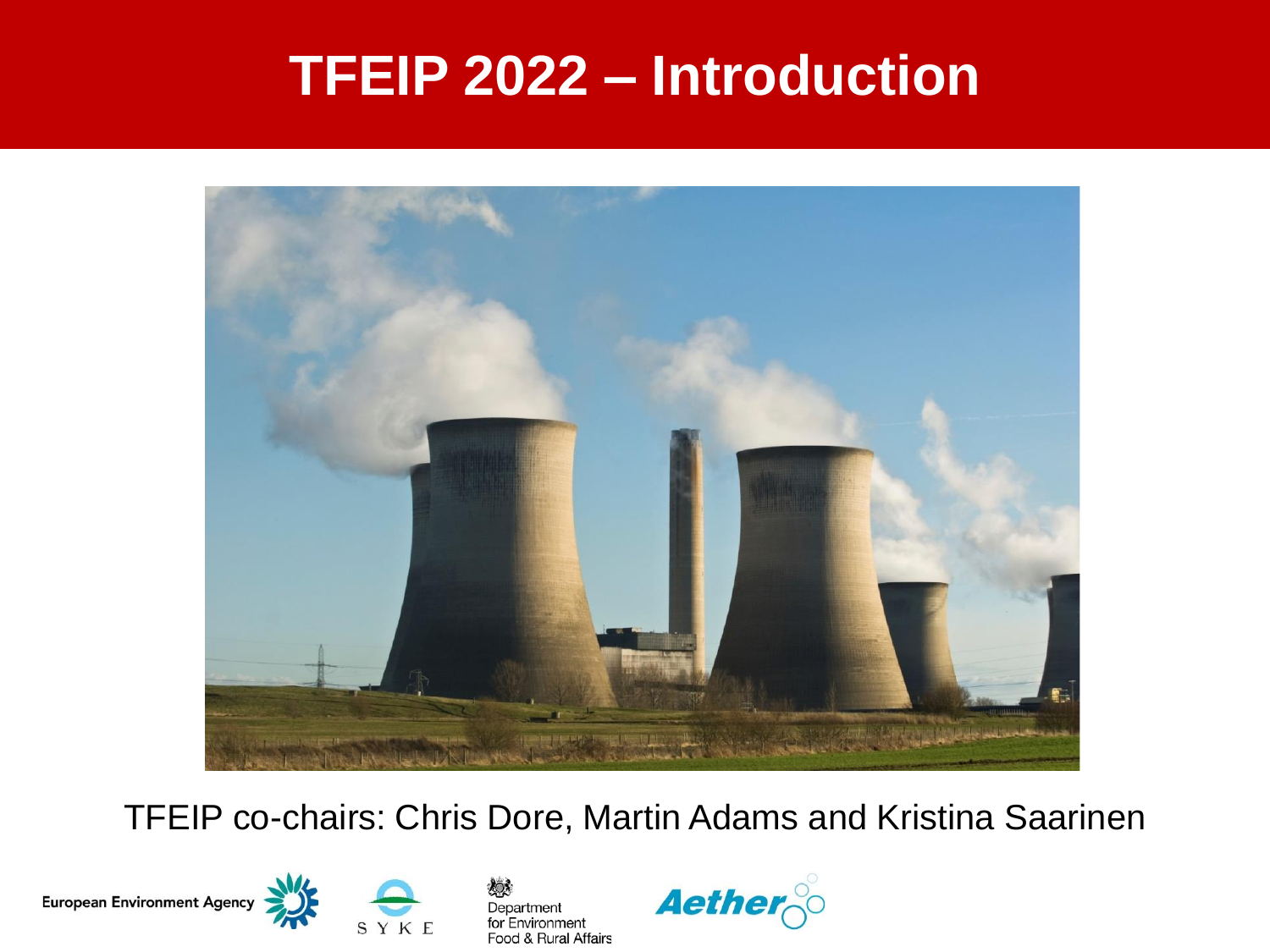# TFEIP 2022 – Introduction

TFEIP co-chairs: Chris Dore, Martin Adams and Kristina Saarinen

European Environment Agency

SYKE

Department for Environment Food & Rural Affairs

Aether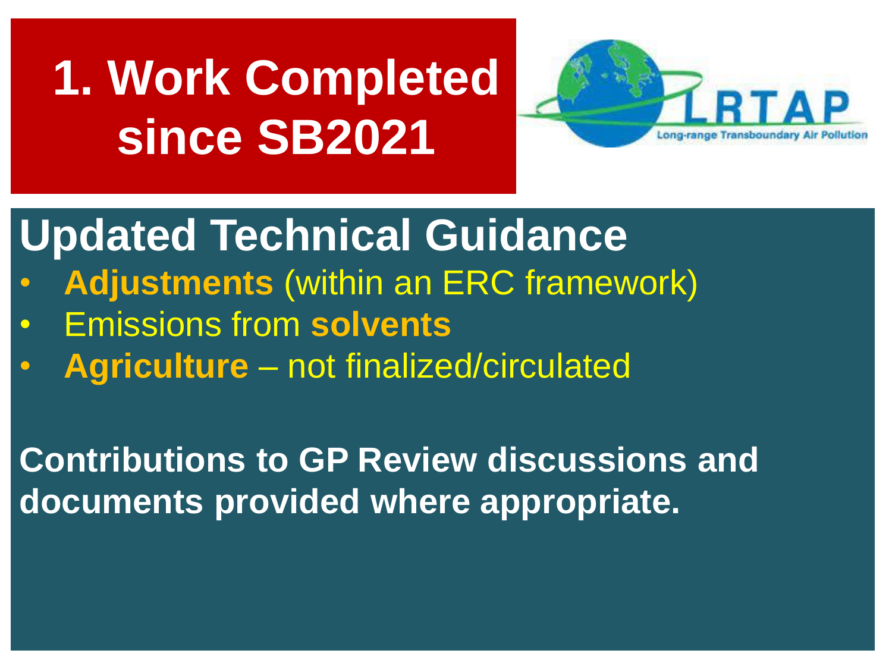# 1. Work Completed since SB2021

## Updated Technical Guidance

- **Adjustments** (within an ERC framework)
- Emissions from **solvents**
- **Agriculture** – not finalized/circulated

**Contributions to GP Review discussions and documents provided where appropriate.**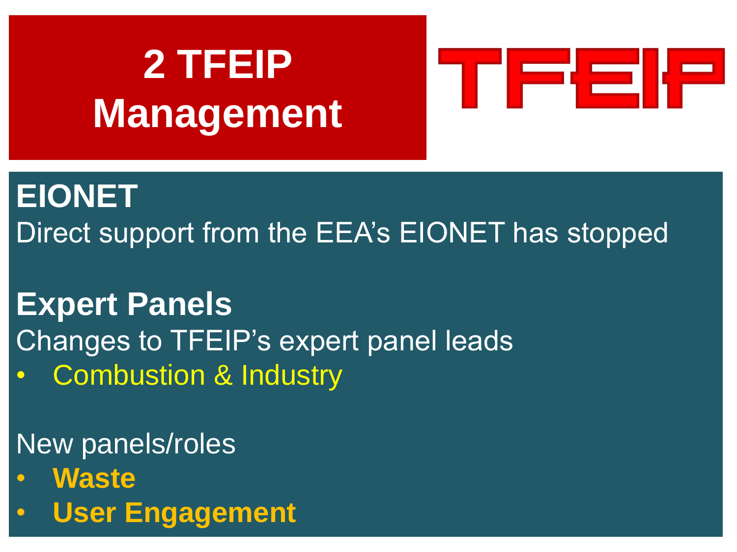# 2 TFEIP Management

TFEIP

## EIONET

Direct support from the EEA's EIONET has stopped

## Expert Panels

Changes to TFEIP's expert panel leads

- Combustion & Industry

New panels/roles

- **Waste**
- **User Engagement**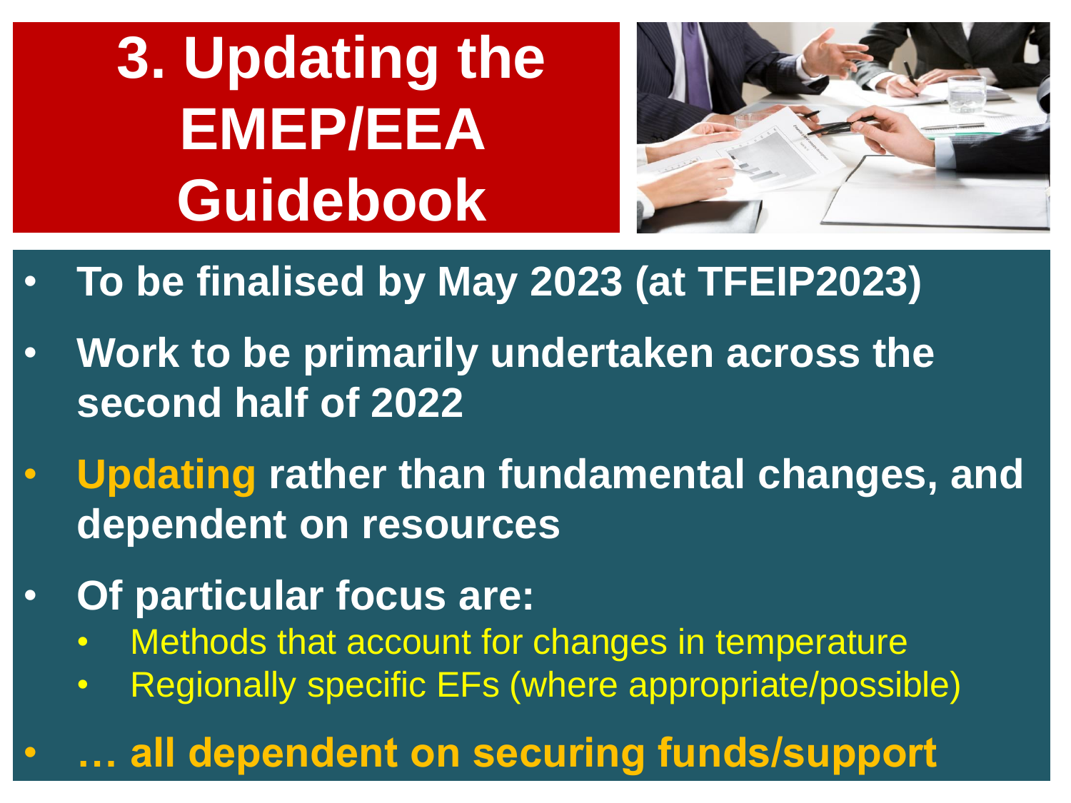# 3. Updating the EMEP/EEA Guidebook

- **To be finalised by May 2023 (at TFEIP2023)**
- **Work to be primarily undertaken across the second half of 2022**
- **Updating rather than fundamental changes, and dependent on resources**
- **Of particular focus are:**
  - Methods that account for changes in temperature
  - Regionally specific EFs (where appropriate/possible)
- **… all dependent on securing funds/support**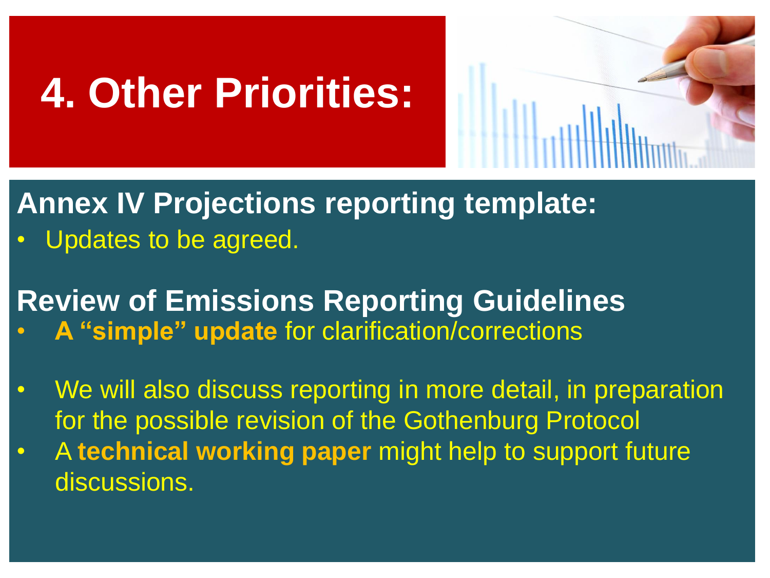# 4. Other Priorities:

## Annex IV Projections reporting template:

- Updates to be agreed.

## Review of Emissions Reporting Guidelines

- **A “simple” update** for clarification/corrections

- We will also discuss reporting in more detail, in preparation for the possible revision of the Gothenburg Protocol
- A **technical working paper** might help to support future discussions.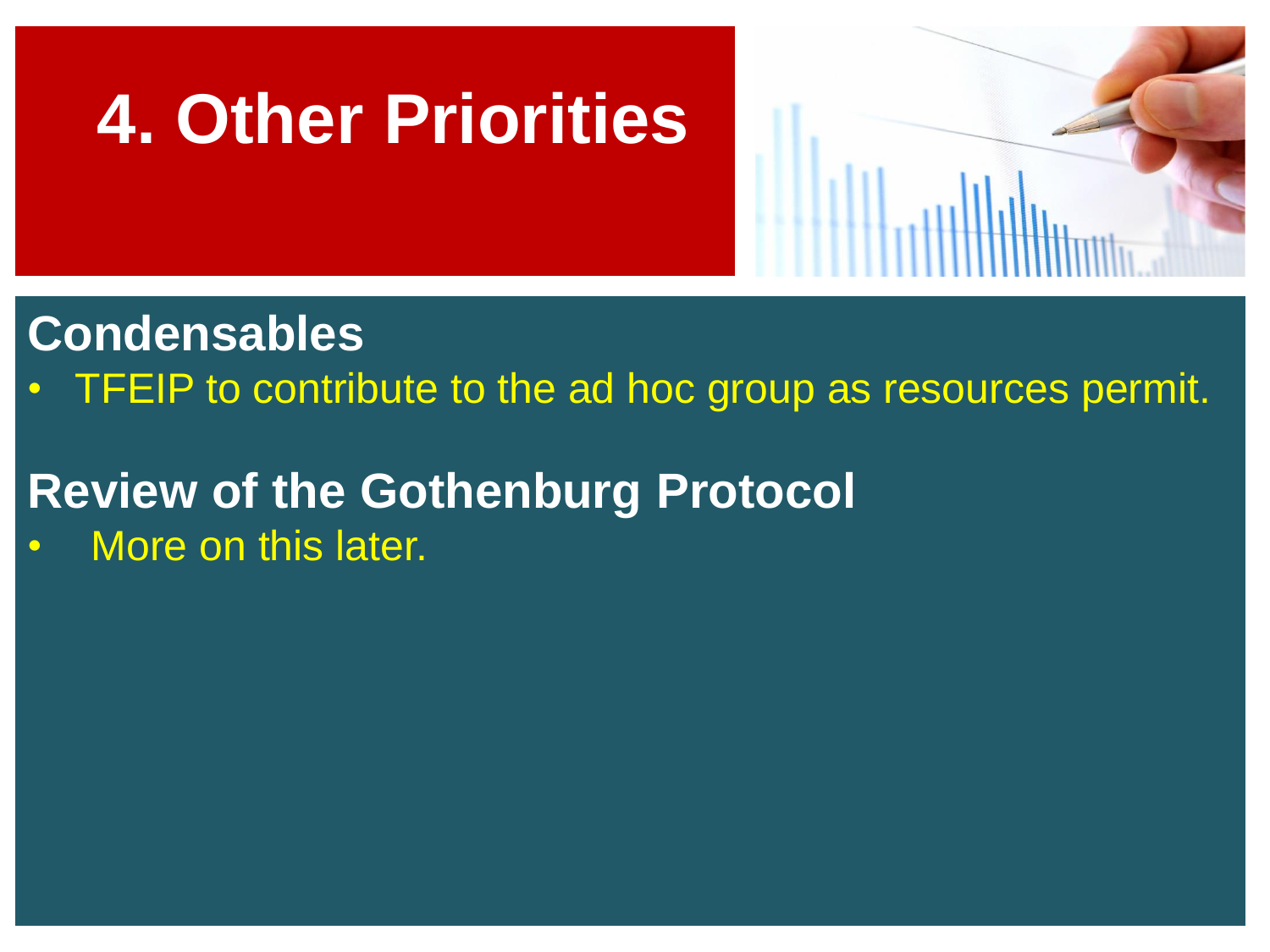# 4. Other Priorities

## Condensables

- TFEIP to contribute to the ad hoc group as resources permit.

## Review of the Gothenburg Protocol

- More on this later.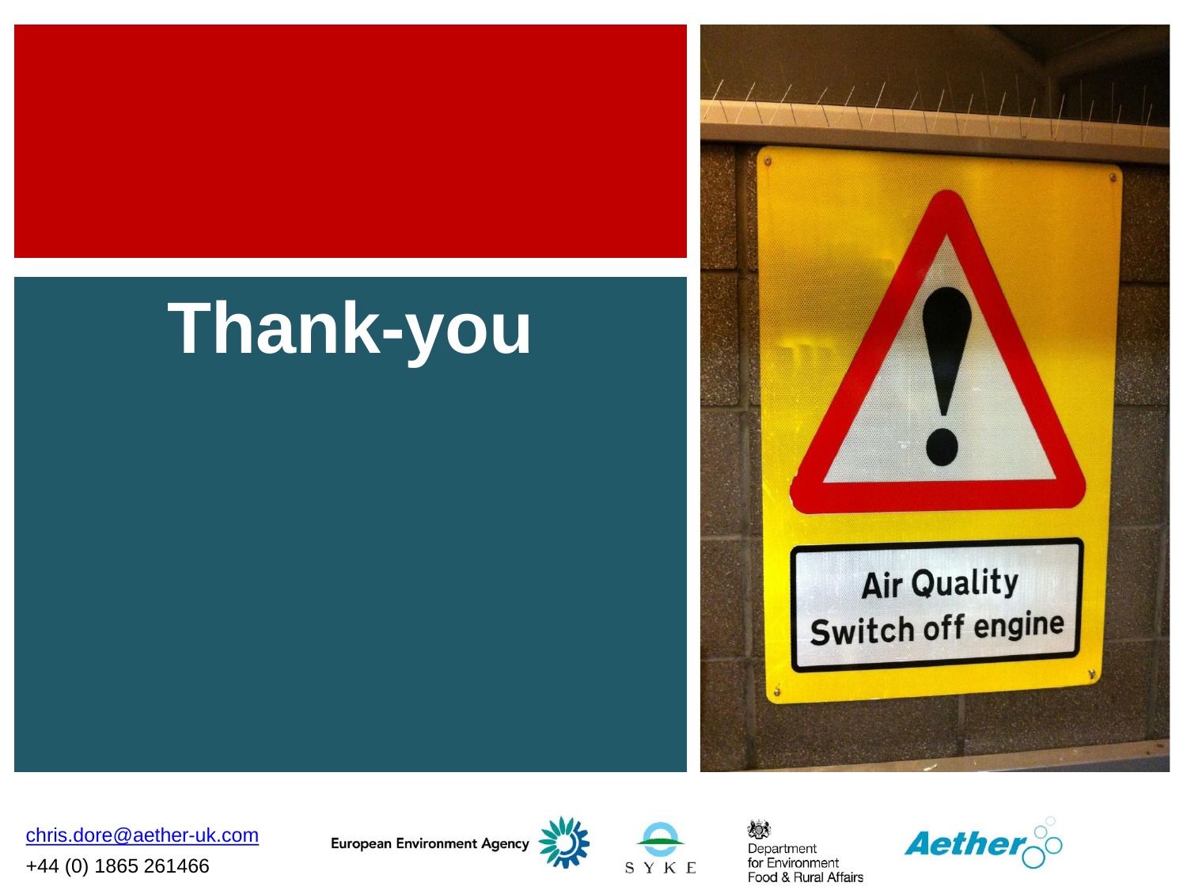# Thank-you

Air Quality
Switch off engine

chris.dore@aether-uk.com
+44 (0) 1865 261466

European Environment Agency

SYKE

Department for Environment Food & Rural Affairs

Aether